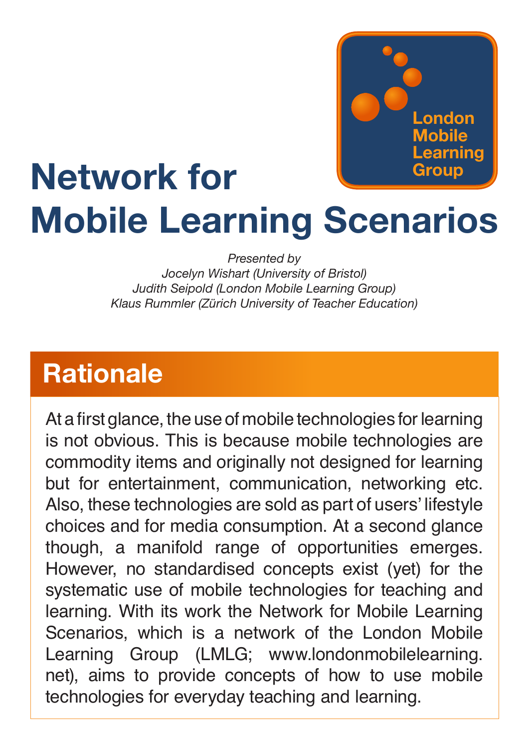London Mobile Learning Group

# Network for Mobile Learning Scenarios

*Presented by*
*Jocelyn Wishart (University of Bristol)*
*Judith Seipold (London Mobile Learning Group)*
*Klaus Rummler (Zürich University of Teacher Education)*

## Rationale

At a first glance, the use of mobile technologies for learning is not obvious. This is because mobile technologies are commodity items and originally not designed for learning but for entertainment, communication, networking etc. Also, these technologies are sold as part of users' lifestyle choices and for media consumption. At a second glance though, a manifold range of opportunities emerges. However, no standardised concepts exist (yet) for the systematic use of mobile technologies for teaching and learning. With its work the Network for Mobile Learning Scenarios, which is a network of the London Mobile Learning Group (LMLG; www.londonmobilelearning.net), aims to provide concepts of how to use mobile technologies for everyday teaching and learning.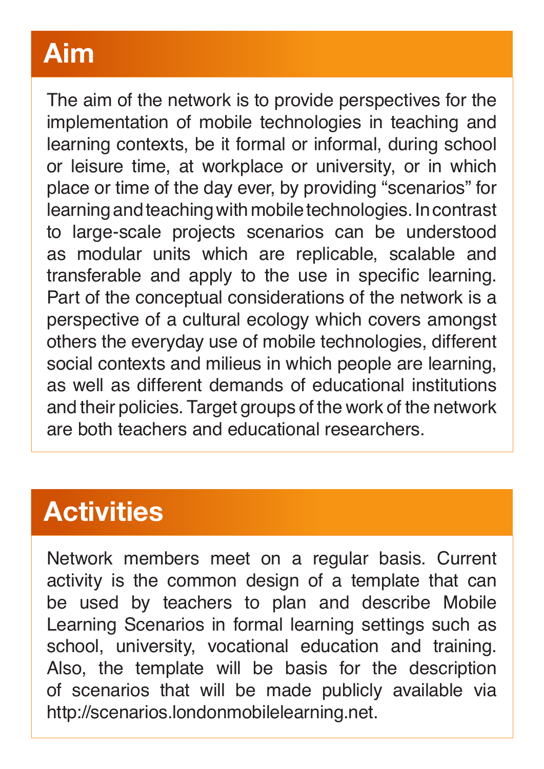## Aim

The aim of the network is to provide perspectives for the implementation of mobile technologies in teaching and learning contexts, be it formal or informal, during school or leisure time, at workplace or university, or in which place or time of the day ever, by providing "scenarios" for learning and teaching with mobile technologies. In contrast to large-scale projects scenarios can be understood as modular units which are replicable, scalable and transferable and apply to the use in specific learning. Part of the conceptual considerations of the network is a perspective of a cultural ecology which covers amongst others the everyday use of mobile technologies, different social contexts and milieus in which people are learning, as well as different demands of educational institutions and their policies. Target groups of the work of the network are both teachers and educational researchers.

## Activities

Network members meet on a regular basis. Current activity is the common design of a template that can be used by teachers to plan and describe Mobile Learning Scenarios in formal learning settings such as school, university, vocational education and training. Also, the template will be basis for the description of scenarios that will be made publicly available via http://scenarios.londonmobilelearning.net.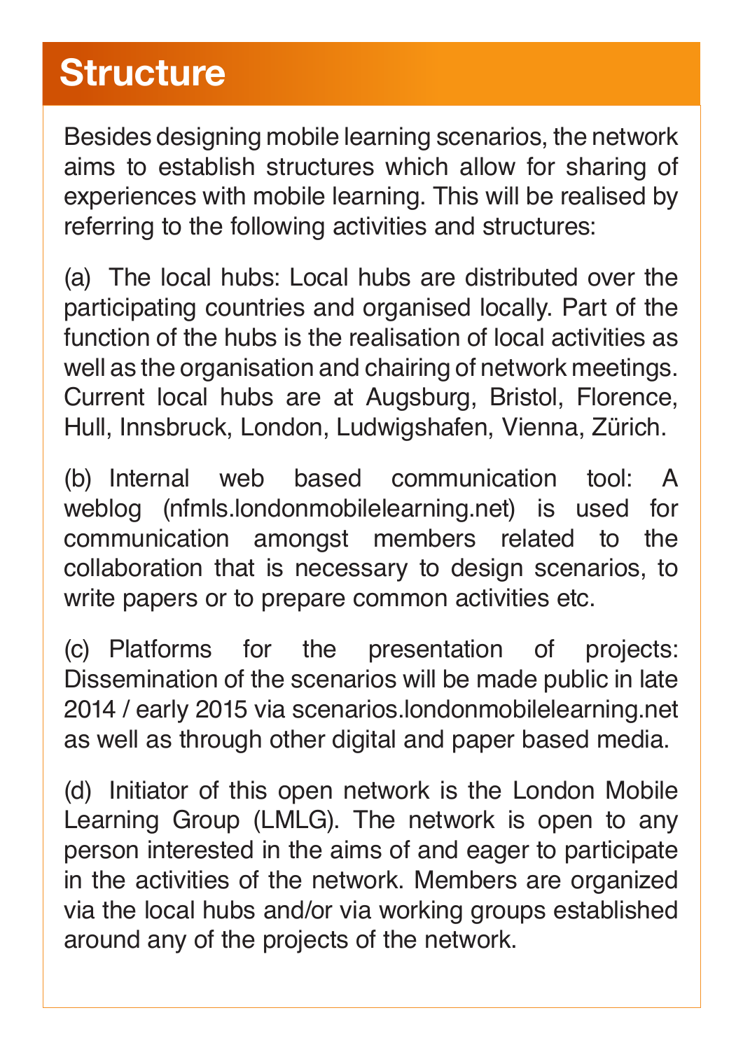# Structure

Besides designing mobile learning scenarios, the network aims to establish structures which allow for sharing of experiences with mobile learning. This will be realised by referring to the following activities and structures:

(a) The local hubs: Local hubs are distributed over the participating countries and organised locally. Part of the function of the hubs is the realisation of local activities as well as the organisation and chairing of network meetings. Current local hubs are at Augsburg, Bristol, Florence, Hull, Innsbruck, London, Ludwigshafen, Vienna, Zürich.

(b) Internal web based communication tool: A weblog (nfmls.londonmobilelearning.net) is used for communication amongst members related to the collaboration that is necessary to design scenarios, to write papers or to prepare common activities etc.

(c) Platforms for the presentation of projects: Dissemination of the scenarios will be made public in late 2014 / early 2015 via scenarios.londonmobilelearning.net as well as through other digital and paper based media.

(d) Initiator of this open network is the London Mobile Learning Group (LMLG). The network is open to any person interested in the aims of and eager to participate in the activities of the network. Members are organized via the local hubs and/or via working groups established around any of the projects of the network.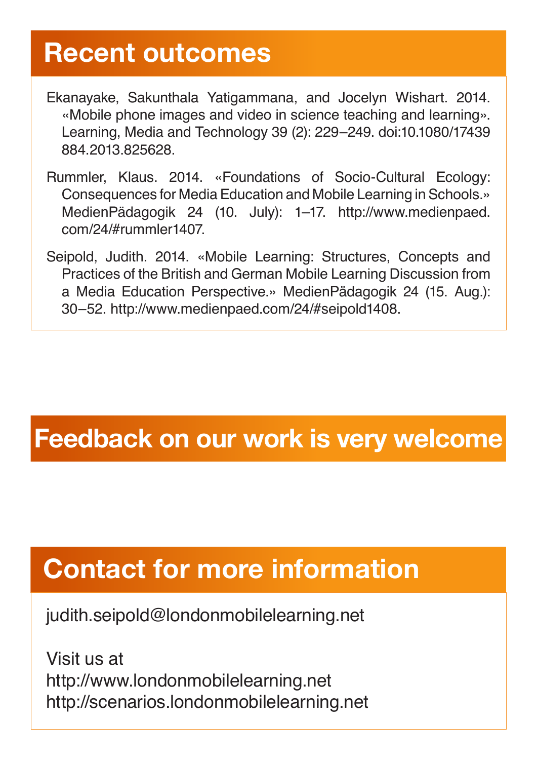## Recent outcomes

Ekanayake, Sakunthala Yatigammana, and Jocelyn Wishart. 2014. «Mobile phone images and video in science teaching and learning». Learning, Media and Technology 39 (2): 229–249. doi:10.1080/17439884.2013.825628.

Rummler, Klaus. 2014. «Foundations of Socio-Cultural Ecology: Consequences for Media Education and Mobile Learning in Schools.» MedienPädagogik 24 (10. July): 1–17. http://www.medienpaed.com/24/#rummler1407.

Seipold, Judith. 2014. «Mobile Learning: Structures, Concepts and Practices of the British and German Mobile Learning Discussion from a Media Education Perspective.» MedienPädagogik 24 (15. Aug.): 30–52. http://www.medienpaed.com/24/#seipold1408.

## Feedback on our work is very welcome

## Contact for more information

judith.seipold@londonmobilelearning.net

Visit us at
http://www.londonmobilelearning.net
http://scenarios.londonmobilelearning.net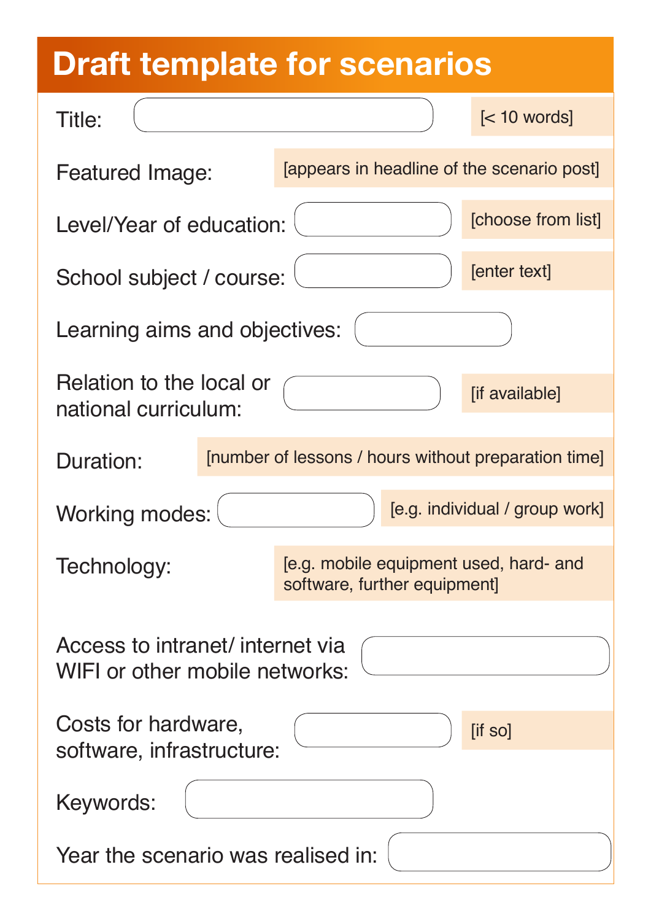# Draft template for scenarios

Title: [< 10 words]

Featured Image: [appears in headline of the scenario post]

Level/Year of education: [choose from list]

School subject / course: [enter text]

Learning aims and objectives:

Relation to the local or national curriculum: [if available]

Duration: [number of lessons / hours without preparation time]

Working modes: [e.g. individual / group work]

Technology: [e.g. mobile equipment used, hard- and software, further equipment]

Access to intranet/ internet via WIFI or other mobile networks:

Costs for hardware, software, infrastructure: [if so]

Keywords:

Year the scenario was realised in: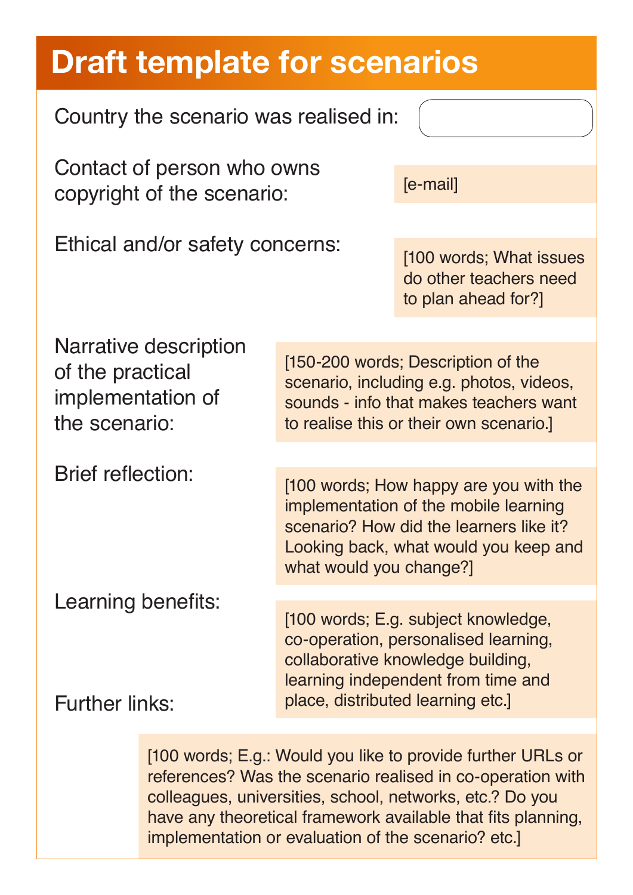# Draft template for scenarios

| | |
|---|---|
| Country the scenario was realised in: | |
| Contact of person who owns copyright of the scenario: | [e-mail] |
| Ethical and/or safety concerns: | [100 words; What issues do other teachers need to plan ahead for?] |
| Narrative description of the practical implementation of the scenario: | [150-200 words; Description of the scenario, including e.g. photos, videos, sounds - info that makes teachers want to realise this or their own scenario.] |
| Brief reflection: | [100 words; How happy are you with the implementation of the mobile learning scenario? How did the learners like it? Looking back, what would you keep and what would you change?] |
| Learning benefits: | [100 words; E.g. subject knowledge, co-operation, personalised learning, collaborative knowledge building, learning independent from time and place, distributed learning etc.] |
| Further links: | [100 words; E.g.: Would you like to provide further URLs or references? Was the scenario realised in co-operation with colleagues, universities, school, networks, etc.? Do you have any theoretical framework available that fits planning, implementation or evaluation of the scenario? etc.] |